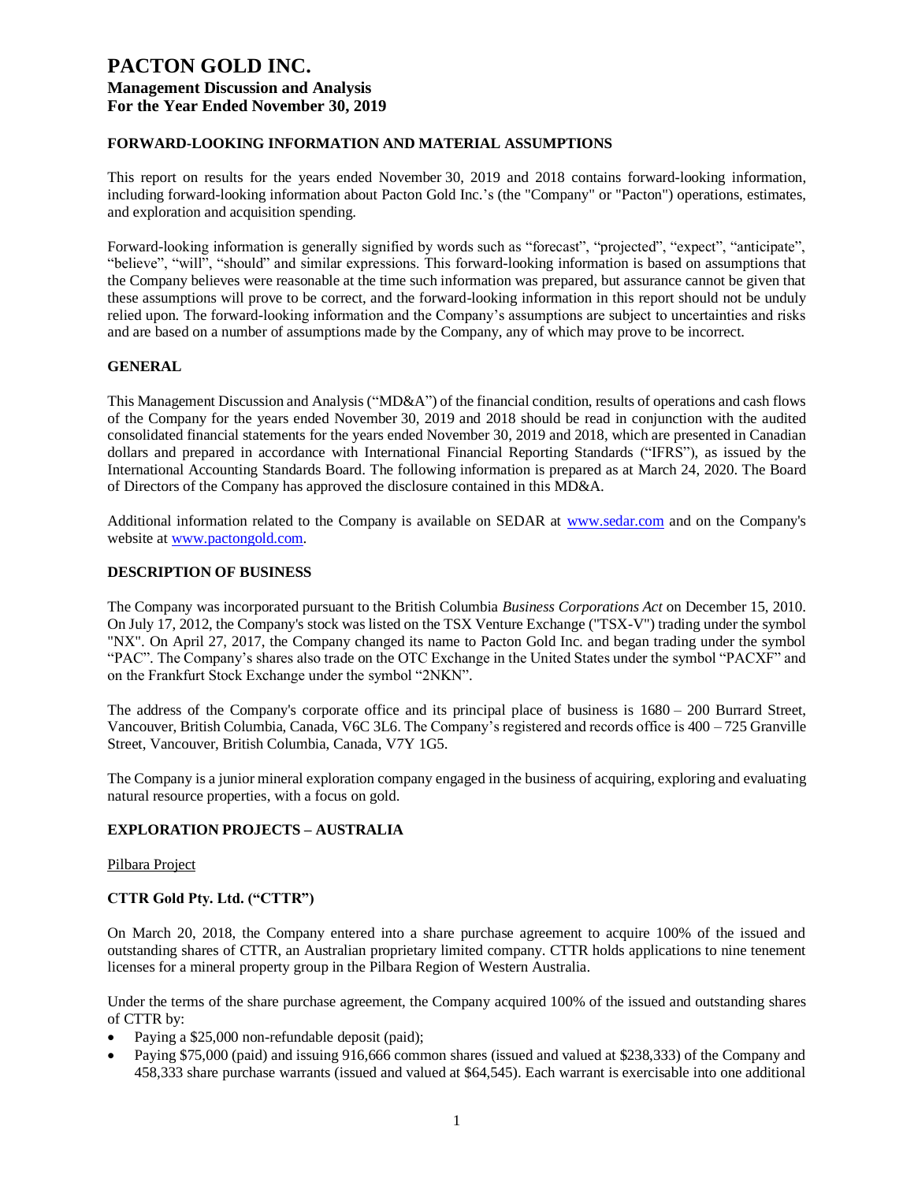# PACTON GOLD INC.

## Management Discussion and Analysis
## For the Year Ended November 30, 2019

### FORWARD-LOOKING INFORMATION AND MATERIAL ASSUMPTIONS

This report on results for the years ended November 30, 2019 and 2018 contains forward-looking information, including forward-looking information about Pacton Gold Inc.'s (the "Company" or "Pacton") operations, estimates, and exploration and acquisition spending.

Forward-looking information is generally signified by words such as "forecast", "projected", "expect", "anticipate", "believe", "will", "should" and similar expressions. This forward-looking information is based on assumptions that the Company believes were reasonable at the time such information was prepared, but assurance cannot be given that these assumptions will prove to be correct, and the forward-looking information in this report should not be unduly relied upon. The forward-looking information and the Company's assumptions are subject to uncertainties and risks and are based on a number of assumptions made by the Company, any of which may prove to be incorrect.

### GENERAL

This Management Discussion and Analysis ("MD&A") of the financial condition, results of operations and cash flows of the Company for the years ended November 30, 2019 and 2018 should be read in conjunction with the audited consolidated financial statements for the years ended November 30, 2019 and 2018, which are presented in Canadian dollars and prepared in accordance with International Financial Reporting Standards ("IFRS"), as issued by the International Accounting Standards Board. The following information is prepared as at March 24, 2020. The Board of Directors of the Company has approved the disclosure contained in this MD&A.

Additional information related to the Company is available on SEDAR at www.sedar.com and on the Company's website at www.pactongold.com.

### DESCRIPTION OF BUSINESS

The Company was incorporated pursuant to the British Columbia *Business Corporations Act* on December 15, 2010. On July 17, 2012, the Company's stock was listed on the TSX Venture Exchange ("TSX-V") trading under the symbol "NX". On April 27, 2017, the Company changed its name to Pacton Gold Inc. and began trading under the symbol "PAC". The Company's shares also trade on the OTC Exchange in the United States under the symbol "PACXF" and on the Frankfurt Stock Exchange under the symbol "2NKN".

The address of the Company's corporate office and its principal place of business is 1680 – 200 Burrard Street, Vancouver, British Columbia, Canada, V6C 3L6. The Company's registered and records office is 400 – 725 Granville Street, Vancouver, British Columbia, Canada, V7Y 1G5.

The Company is a junior mineral exploration company engaged in the business of acquiring, exploring and evaluating natural resource properties, with a focus on gold.

### EXPLORATION PROJECTS – AUSTRALIA

Pilbara Project

### CTTR Gold Pty. Ltd. ("CTTR")

On March 20, 2018, the Company entered into a share purchase agreement to acquire 100% of the issued and outstanding shares of CTTR, an Australian proprietary limited company. CTTR holds applications to nine tenement licenses for a mineral property group in the Pilbara Region of Western Australia.

Under the terms of the share purchase agreement, the Company acquired 100% of the issued and outstanding shares of CTTR by:

- Paying a $25,000 non-refundable deposit (paid);
- Paying $75,000 (paid) and issuing 916,666 common shares (issued and valued at $238,333) of the Company and 458,333 share purchase warrants (issued and valued at $64,545). Each warrant is exercisable into one additional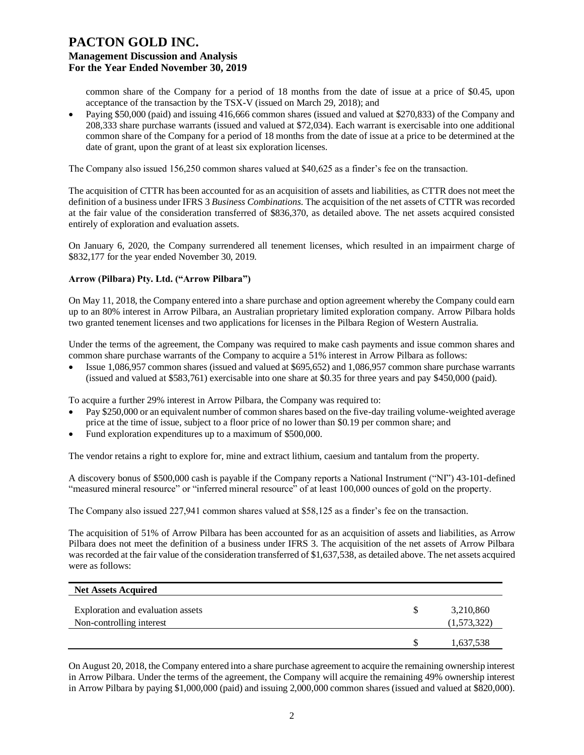common share of the Company for a period of 18 months from the date of issue at a price of $0.45, upon acceptance of the transaction by the TSX-V (issued on March 29, 2018); and

- Paying $50,000 (paid) and issuing 416,666 common shares (issued and valued at $270,833) of the Company and 208,333 share purchase warrants (issued and valued at $72,034). Each warrant is exercisable into one additional common share of the Company for a period of 18 months from the date of issue at a price to be determined at the date of grant, upon the grant of at least six exploration licenses.

The Company also issued 156,250 common shares valued at $40,625 as a finder's fee on the transaction.

The acquisition of CTTR has been accounted for as an acquisition of assets and liabilities, as CTTR does not meet the definition of a business under IFRS 3 *Business Combinations*. The acquisition of the net assets of CTTR was recorded at the fair value of the consideration transferred of $836,370, as detailed above. The net assets acquired consisted entirely of exploration and evaluation assets.

On January 6, 2020, the Company surrendered all tenement licenses, which resulted in an impairment charge of $832,177 for the year ended November 30, 2019.

**Arrow (Pilbara) Pty. Ltd. ("Arrow Pilbara")**

On May 11, 2018, the Company entered into a share purchase and option agreement whereby the Company could earn up to an 80% interest in Arrow Pilbara, an Australian proprietary limited exploration company. Arrow Pilbara holds two granted tenement licenses and two applications for licenses in the Pilbara Region of Western Australia.

Under the terms of the agreement, the Company was required to make cash payments and issue common shares and common share purchase warrants of the Company to acquire a 51% interest in Arrow Pilbara as follows:

- Issue 1,086,957 common shares (issued and valued at $695,652) and 1,086,957 common share purchase warrants (issued and valued at $583,761) exercisable into one share at $0.35 for three years and pay $450,000 (paid).

To acquire a further 29% interest in Arrow Pilbara, the Company was required to:

- Pay $250,000 or an equivalent number of common shares based on the five-day trailing volume-weighted average price at the time of issue, subject to a floor price of no lower than $0.19 per common share; and
- Fund exploration expenditures up to a maximum of $500,000.

The vendor retains a right to explore for, mine and extract lithium, caesium and tantalum from the property.

A discovery bonus of $500,000 cash is payable if the Company reports a National Instrument ("NI") 43-101-defined "measured mineral resource" or "inferred mineral resource" of at least 100,000 ounces of gold on the property.

The Company also issued 227,941 common shares valued at $58,125 as a finder's fee on the transaction.

The acquisition of 51% of Arrow Pilbara has been accounted for as an acquisition of assets and liabilities, as Arrow Pilbara does not meet the definition of a business under IFRS 3. The acquisition of the net assets of Arrow Pilbara was recorded at the fair value of the consideration transferred of $1,637,538, as detailed above. The net assets acquired were as follows:

| Net Assets Acquired | | |
|---|---|---|
| Exploration and evaluation assets | $ | 3,210,860 |
| Non-controlling interest | | (1,573,322) |
| | $ | 1,637,538 |

On August 20, 2018, the Company entered into a share purchase agreement to acquire the remaining ownership interest in Arrow Pilbara. Under the terms of the agreement, the Company will acquire the remaining 49% ownership interest in Arrow Pilbara by paying $1,000,000 (paid) and issuing 2,000,000 common shares (issued and valued at $820,000).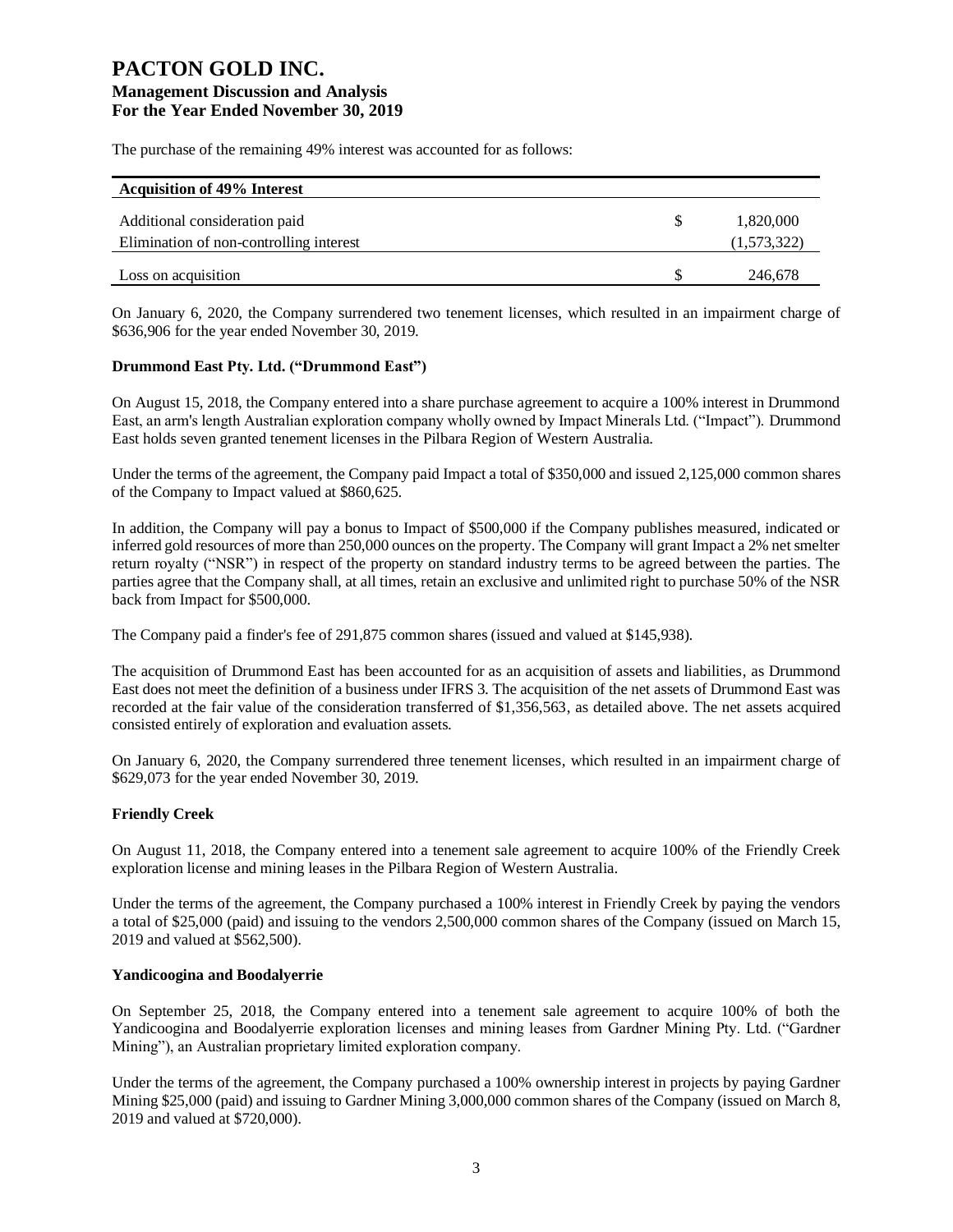The purchase of the remaining 49% interest was accounted for as follows:

| Acquisition of 49% Interest | | |
|---|---|---|
| Additional consideration paid | $ | 1,820,000 |
| Elimination of non-controlling interest | | (1,573,322) |
| Loss on acquisition | $ | 246,678 |

On January 6, 2020, the Company surrendered two tenement licenses, which resulted in an impairment charge of $636,906 for the year ended November 30, 2019.

**Drummond East Pty. Ltd. ("Drummond East")**

On August 15, 2018, the Company entered into a share purchase agreement to acquire a 100% interest in Drummond East, an arm's length Australian exploration company wholly owned by Impact Minerals Ltd. ("Impact"). Drummond East holds seven granted tenement licenses in the Pilbara Region of Western Australia.

Under the terms of the agreement, the Company paid Impact a total of $350,000 and issued 2,125,000 common shares of the Company to Impact valued at $860,625.

In addition, the Company will pay a bonus to Impact of $500,000 if the Company publishes measured, indicated or inferred gold resources of more than 250,000 ounces on the property. The Company will grant Impact a 2% net smelter return royalty ("NSR") in respect of the property on standard industry terms to be agreed between the parties. The parties agree that the Company shall, at all times, retain an exclusive and unlimited right to purchase 50% of the NSR back from Impact for $500,000.

The Company paid a finder's fee of 291,875 common shares (issued and valued at $145,938).

The acquisition of Drummond East has been accounted for as an acquisition of assets and liabilities, as Drummond East does not meet the definition of a business under IFRS 3. The acquisition of the net assets of Drummond East was recorded at the fair value of the consideration transferred of $1,356,563, as detailed above. The net assets acquired consisted entirely of exploration and evaluation assets.

On January 6, 2020, the Company surrendered three tenement licenses, which resulted in an impairment charge of $629,073 for the year ended November 30, 2019.

**Friendly Creek**

On August 11, 2018, the Company entered into a tenement sale agreement to acquire 100% of the Friendly Creek exploration license and mining leases in the Pilbara Region of Western Australia.

Under the terms of the agreement, the Company purchased a 100% interest in Friendly Creek by paying the vendors a total of $25,000 (paid) and issuing to the vendors 2,500,000 common shares of the Company (issued on March 15, 2019 and valued at $562,500).

**Yandicoogina and Boodalyerrie**

On September 25, 2018, the Company entered into a tenement sale agreement to acquire 100% of both the Yandicoogina and Boodalyerrie exploration licenses and mining leases from Gardner Mining Pty. Ltd. ("Gardner Mining"), an Australian proprietary limited exploration company.

Under the terms of the agreement, the Company purchased a 100% ownership interest in projects by paying Gardner Mining $25,000 (paid) and issuing to Gardner Mining 3,000,000 common shares of the Company (issued on March 8, 2019 and valued at $720,000).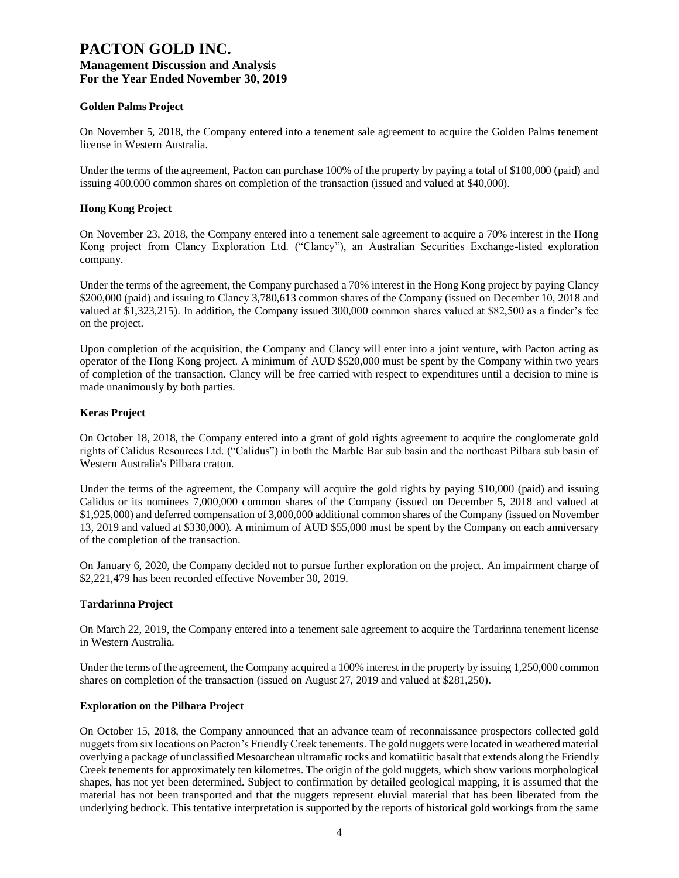### Golden Palms Project

On November 5, 2018, the Company entered into a tenement sale agreement to acquire the Golden Palms tenement license in Western Australia.

Under the terms of the agreement, Pacton can purchase 100% of the property by paying a total of $100,000 (paid) and issuing 400,000 common shares on completion of the transaction (issued and valued at $40,000).

### Hong Kong Project

On November 23, 2018, the Company entered into a tenement sale agreement to acquire a 70% interest in the Hong Kong project from Clancy Exploration Ltd. ("Clancy"), an Australian Securities Exchange-listed exploration company.

Under the terms of the agreement, the Company purchased a 70% interest in the Hong Kong project by paying Clancy $200,000 (paid) and issuing to Clancy 3,780,613 common shares of the Company (issued on December 10, 2018 and valued at $1,323,215). In addition, the Company issued 300,000 common shares valued at $82,500 as a finder's fee on the project.

Upon completion of the acquisition, the Company and Clancy will enter into a joint venture, with Pacton acting as operator of the Hong Kong project. A minimum of AUD $520,000 must be spent by the Company within two years of completion of the transaction. Clancy will be free carried with respect to expenditures until a decision to mine is made unanimously by both parties.

### Keras Project

On October 18, 2018, the Company entered into a grant of gold rights agreement to acquire the conglomerate gold rights of Calidus Resources Ltd. ("Calidus") in both the Marble Bar sub basin and the northeast Pilbara sub basin of Western Australia's Pilbara craton.

Under the terms of the agreement, the Company will acquire the gold rights by paying $10,000 (paid) and issuing Calidus or its nominees 7,000,000 common shares of the Company (issued on December 5, 2018 and valued at $1,925,000) and deferred compensation of 3,000,000 additional common shares of the Company (issued on November 13, 2019 and valued at $330,000). A minimum of AUD $55,000 must be spent by the Company on each anniversary of the completion of the transaction.

On January 6, 2020, the Company decided not to pursue further exploration on the project. An impairment charge of $2,221,479 has been recorded effective November 30, 2019.

### Tardarinna Project

On March 22, 2019, the Company entered into a tenement sale agreement to acquire the Tardarinna tenement license in Western Australia.

Under the terms of the agreement, the Company acquired a 100% interest in the property by issuing 1,250,000 common shares on completion of the transaction (issued on August 27, 2019 and valued at $281,250).

### Exploration on the Pilbara Project

On October 15, 2018, the Company announced that an advance team of reconnaissance prospectors collected gold nuggets from six locations on Pacton's Friendly Creek tenements. The gold nuggets were located in weathered material overlying a package of unclassified Mesoarchean ultramafic rocks and komatiitic basalt that extends along the Friendly Creek tenements for approximately ten kilometres. The origin of the gold nuggets, which show various morphological shapes, has not yet been determined. Subject to confirmation by detailed geological mapping, it is assumed that the material has not been transported and that the nuggets represent eluvial material that has been liberated from the underlying bedrock. This tentative interpretation is supported by the reports of historical gold workings from the same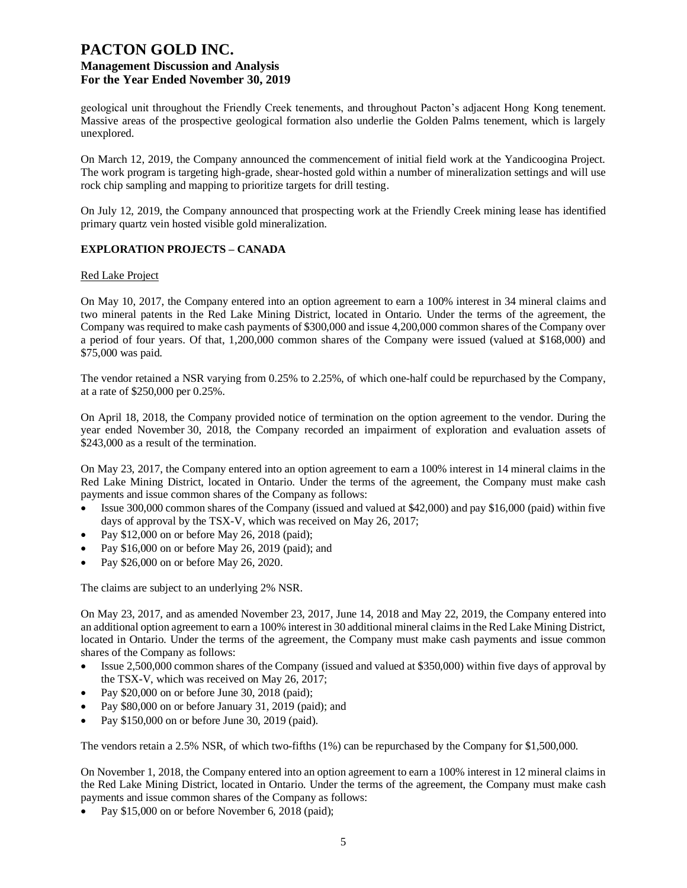geological unit throughout the Friendly Creek tenements, and throughout Pacton's adjacent Hong Kong tenement. Massive areas of the prospective geological formation also underlie the Golden Palms tenement, which is largely unexplored.

On March 12, 2019, the Company announced the commencement of initial field work at the Yandicoogina Project. The work program is targeting high-grade, shear-hosted gold within a number of mineralization settings and will use rock chip sampling and mapping to prioritize targets for drill testing.

On July 12, 2019, the Company announced that prospecting work at the Friendly Creek mining lease has identified primary quartz vein hosted visible gold mineralization.

## EXPLORATION PROJECTS – CANADA

### Red Lake Project

On May 10, 2017, the Company entered into an option agreement to earn a 100% interest in 34 mineral claims and two mineral patents in the Red Lake Mining District, located in Ontario. Under the terms of the agreement, the Company was required to make cash payments of $300,000 and issue 4,200,000 common shares of the Company over a period of four years. Of that, 1,200,000 common shares of the Company were issued (valued at $168,000) and $75,000 was paid.

The vendor retained a NSR varying from 0.25% to 2.25%, of which one-half could be repurchased by the Company, at a rate of $250,000 per 0.25%.

On April 18, 2018, the Company provided notice of termination on the option agreement to the vendor. During the year ended November 30, 2018, the Company recorded an impairment of exploration and evaluation assets of $243,000 as a result of the termination.

On May 23, 2017, the Company entered into an option agreement to earn a 100% interest in 14 mineral claims in the Red Lake Mining District, located in Ontario. Under the terms of the agreement, the Company must make cash payments and issue common shares of the Company as follows:

- Issue 300,000 common shares of the Company (issued and valued at $42,000) and pay $16,000 (paid) within five days of approval by the TSX-V, which was received on May 26, 2017;
- Pay $12,000 on or before May 26, 2018 (paid);
- Pay $16,000 on or before May 26, 2019 (paid); and
- Pay $26,000 on or before May 26, 2020.

The claims are subject to an underlying 2% NSR.

On May 23, 2017, and as amended November 23, 2017, June 14, 2018 and May 22, 2019, the Company entered into an additional option agreement to earn a 100% interest in 30 additional mineral claims in the Red Lake Mining District, located in Ontario. Under the terms of the agreement, the Company must make cash payments and issue common shares of the Company as follows:

- Issue 2,500,000 common shares of the Company (issued and valued at $350,000) within five days of approval by the TSX-V, which was received on May 26, 2017;
- Pay $20,000 on or before June 30, 2018 (paid);
- Pay $80,000 on or before January 31, 2019 (paid); and
- Pay $150,000 on or before June 30, 2019 (paid).

The vendors retain a 2.5% NSR, of which two-fifths (1%) can be repurchased by the Company for $1,500,000.

On November 1, 2018, the Company entered into an option agreement to earn a 100% interest in 12 mineral claims in the Red Lake Mining District, located in Ontario. Under the terms of the agreement, the Company must make cash payments and issue common shares of the Company as follows:

- Pay $15,000 on or before November 6, 2018 (paid);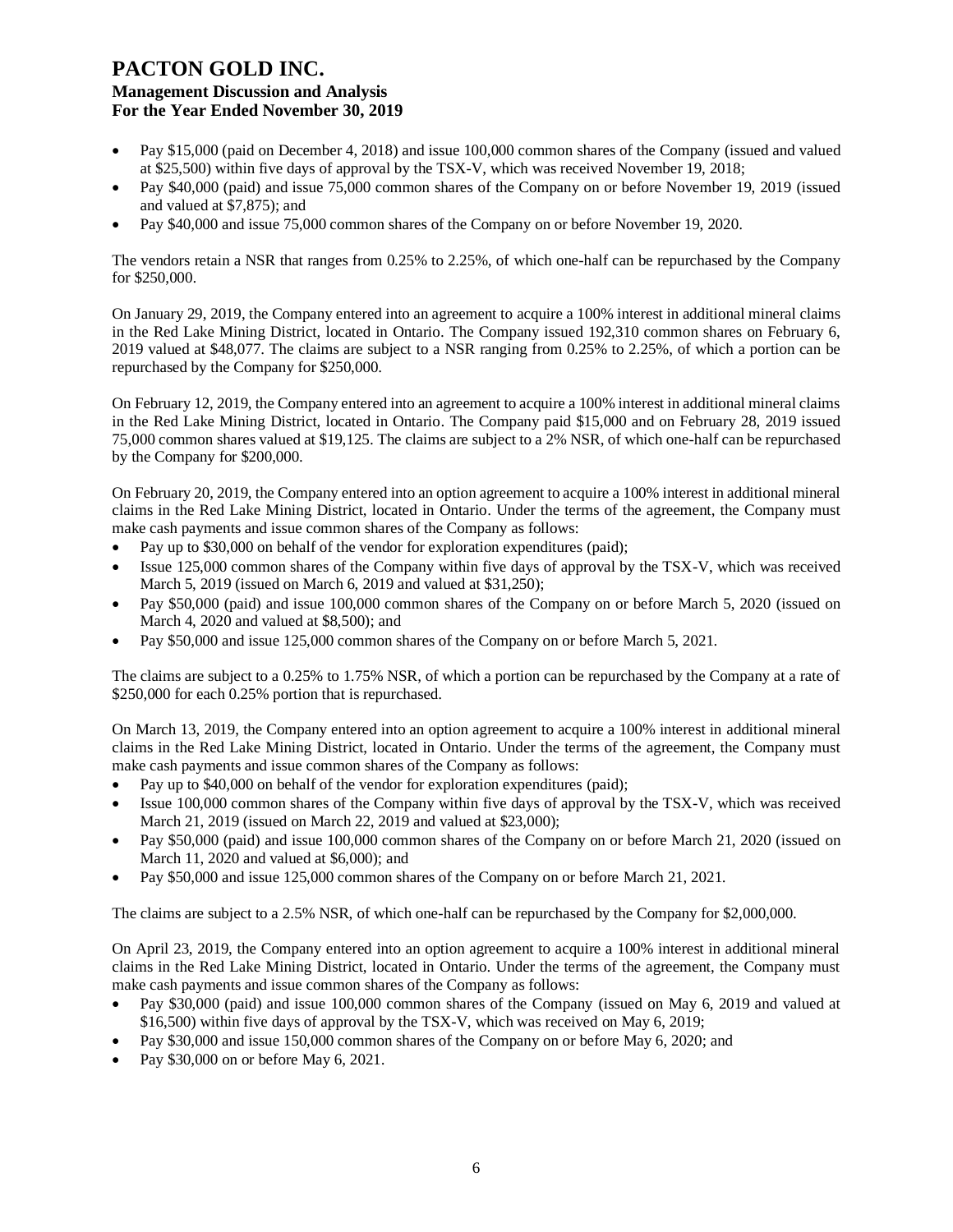- Pay $15,000 (paid on December 4, 2018) and issue 100,000 common shares of the Company (issued and valued at $25,500) within five days of approval by the TSX-V, which was received November 19, 2018;
- Pay $40,000 (paid) and issue 75,000 common shares of the Company on or before November 19, 2019 (issued and valued at $7,875); and
- Pay $40,000 and issue 75,000 common shares of the Company on or before November 19, 2020.

The vendors retain a NSR that ranges from 0.25% to 2.25%, of which one-half can be repurchased by the Company for $250,000.

On January 29, 2019, the Company entered into an agreement to acquire a 100% interest in additional mineral claims in the Red Lake Mining District, located in Ontario. The Company issued 192,310 common shares on February 6, 2019 valued at $48,077. The claims are subject to a NSR ranging from 0.25% to 2.25%, of which a portion can be repurchased by the Company for $250,000.

On February 12, 2019, the Company entered into an agreement to acquire a 100% interest in additional mineral claims in the Red Lake Mining District, located in Ontario. The Company paid $15,000 and on February 28, 2019 issued 75,000 common shares valued at $19,125. The claims are subject to a 2% NSR, of which one-half can be repurchased by the Company for $200,000.

On February 20, 2019, the Company entered into an option agreement to acquire a 100% interest in additional mineral claims in the Red Lake Mining District, located in Ontario. Under the terms of the agreement, the Company must make cash payments and issue common shares of the Company as follows:

- Pay up to $30,000 on behalf of the vendor for exploration expenditures (paid);
- Issue 125,000 common shares of the Company within five days of approval by the TSX-V, which was received March 5, 2019 (issued on March 6, 2019 and valued at $31,250);
- Pay $50,000 (paid) and issue 100,000 common shares of the Company on or before March 5, 2020 (issued on March 4, 2020 and valued at $8,500); and
- Pay $50,000 and issue 125,000 common shares of the Company on or before March 5, 2021.

The claims are subject to a 0.25% to 1.75% NSR, of which a portion can be repurchased by the Company at a rate of $250,000 for each 0.25% portion that is repurchased.

On March 13, 2019, the Company entered into an option agreement to acquire a 100% interest in additional mineral claims in the Red Lake Mining District, located in Ontario. Under the terms of the agreement, the Company must make cash payments and issue common shares of the Company as follows:

- Pay up to $40,000 on behalf of the vendor for exploration expenditures (paid);
- Issue 100,000 common shares of the Company within five days of approval by the TSX-V, which was received March 21, 2019 (issued on March 22, 2019 and valued at $23,000);
- Pay $50,000 (paid) and issue 100,000 common shares of the Company on or before March 21, 2020 (issued on March 11, 2020 and valued at $6,000); and
- Pay $50,000 and issue 125,000 common shares of the Company on or before March 21, 2021.

The claims are subject to a 2.5% NSR, of which one-half can be repurchased by the Company for $2,000,000.

On April 23, 2019, the Company entered into an option agreement to acquire a 100% interest in additional mineral claims in the Red Lake Mining District, located in Ontario. Under the terms of the agreement, the Company must make cash payments and issue common shares of the Company as follows:

- Pay $30,000 (paid) and issue 100,000 common shares of the Company (issued on May 6, 2019 and valued at $16,500) within five days of approval by the TSX-V, which was received on May 6, 2019;
- Pay $30,000 and issue 150,000 common shares of the Company on or before May 6, 2020; and
- Pay $30,000 on or before May 6, 2021.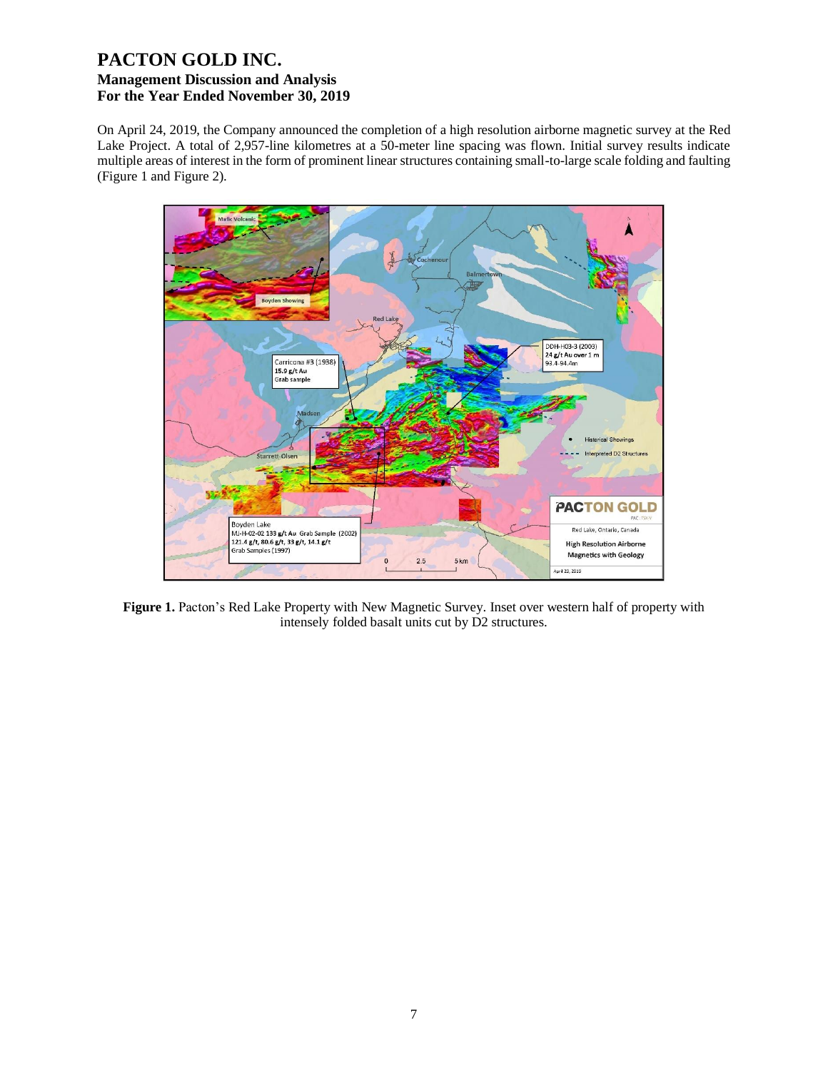On April 24, 2019, the Company announced the completion of a high resolution airborne magnetic survey at the Red Lake Project. A total of 2,957-line kilometres at a 50-meter line spacing was flown. Initial survey results indicate multiple areas of interest in the form of prominent linear structures containing small-to-large scale folding and faulting (Figure 1 and Figure 2).

**Figure 1.** Pacton's Red Lake Property with New Magnetic Survey. Inset over western half of property with intensely folded basalt units cut by D2 structures.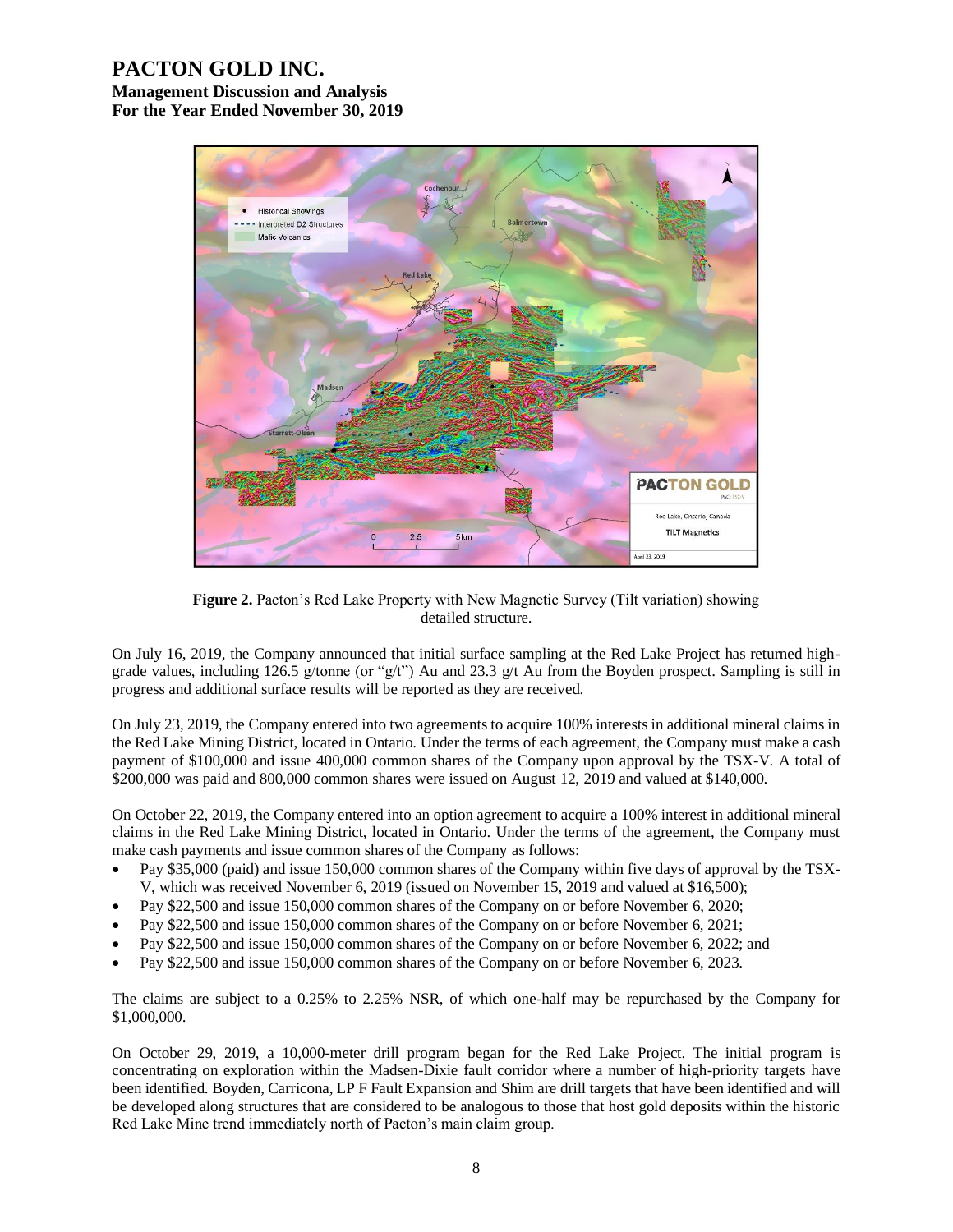**Figure 2.** Pacton's Red Lake Property with New Magnetic Survey (Tilt variation) showing detailed structure.

On July 16, 2019, the Company announced that initial surface sampling at the Red Lake Project has returned high-grade values, including 126.5 g/tonne (or "g/t") Au and 23.3 g/t Au from the Boyden prospect. Sampling is still in progress and additional surface results will be reported as they are received.

On July 23, 2019, the Company entered into two agreements to acquire 100% interests in additional mineral claims in the Red Lake Mining District, located in Ontario. Under the terms of each agreement, the Company must make a cash payment of $100,000 and issue 400,000 common shares of the Company upon approval by the TSX-V. A total of $200,000 was paid and 800,000 common shares were issued on August 12, 2019 and valued at $140,000.

On October 22, 2019, the Company entered into an option agreement to acquire a 100% interest in additional mineral claims in the Red Lake Mining District, located in Ontario. Under the terms of the agreement, the Company must make cash payments and issue common shares of the Company as follows:

- Pay $35,000 (paid) and issue 150,000 common shares of the Company within five days of approval by the TSX-V, which was received November 6, 2019 (issued on November 15, 2019 and valued at $16,500);
- Pay $22,500 and issue 150,000 common shares of the Company on or before November 6, 2020;
- Pay $22,500 and issue 150,000 common shares of the Company on or before November 6, 2021;
- Pay $22,500 and issue 150,000 common shares of the Company on or before November 6, 2022; and
- Pay $22,500 and issue 150,000 common shares of the Company on or before November 6, 2023.

The claims are subject to a 0.25% to 2.25% NSR, of which one-half may be repurchased by the Company for $1,000,000.

On October 29, 2019, a 10,000-meter drill program began for the Red Lake Project. The initial program is concentrating on exploration within the Madsen-Dixie fault corridor where a number of high-priority targets have been identified. Boyden, Carricona, LP F Fault Expansion and Shim are drill targets that have been identified and will be developed along structures that are considered to be analogous to those that host gold deposits within the historic Red Lake Mine trend immediately north of Pacton's main claim group.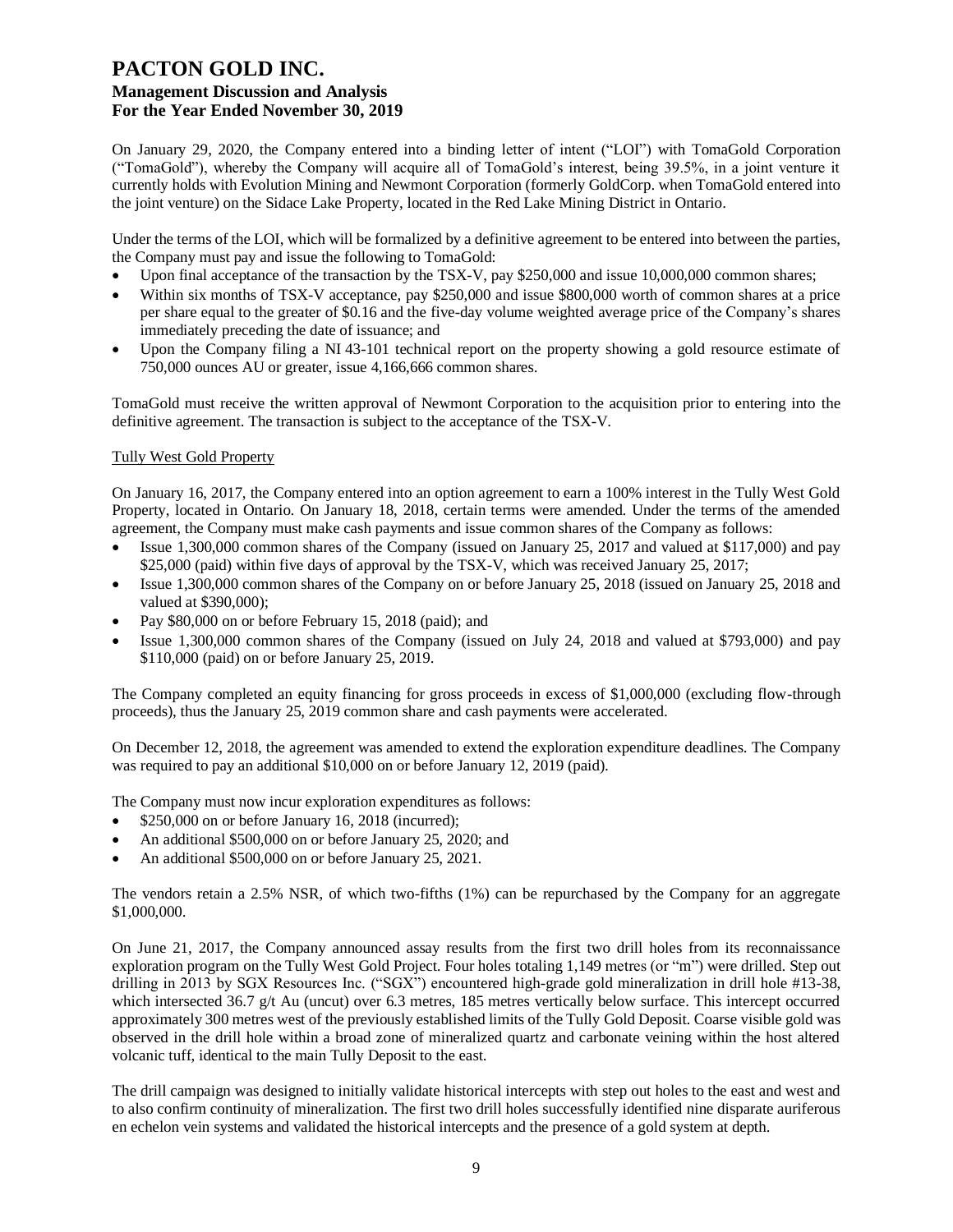On January 29, 2020, the Company entered into a binding letter of intent ("LOI") with TomaGold Corporation ("TomaGold"), whereby the Company will acquire all of TomaGold's interest, being 39.5%, in a joint venture it currently holds with Evolution Mining and Newmont Corporation (formerly GoldCorp. when TomaGold entered into the joint venture) on the Sidace Lake Property, located in the Red Lake Mining District in Ontario.

Under the terms of the LOI, which will be formalized by a definitive agreement to be entered into between the parties, the Company must pay and issue the following to TomaGold:

- Upon final acceptance of the transaction by the TSX-V, pay \$250,000 and issue 10,000,000 common shares;
- Within six months of TSX-V acceptance, pay \$250,000 and issue \$800,000 worth of common shares at a price per share equal to the greater of \$0.16 and the five-day volume weighted average price of the Company's shares immediately preceding the date of issuance; and
- Upon the Company filing a NI 43-101 technical report on the property showing a gold resource estimate of 750,000 ounces AU or greater, issue 4,166,666 common shares.

TomaGold must receive the written approval of Newmont Corporation to the acquisition prior to entering into the definitive agreement. The transaction is subject to the acceptance of the TSX-V.

Tully West Gold Property

On January 16, 2017, the Company entered into an option agreement to earn a 100% interest in the Tully West Gold Property, located in Ontario. On January 18, 2018, certain terms were amended. Under the terms of the amended agreement, the Company must make cash payments and issue common shares of the Company as follows:

- Issue 1,300,000 common shares of the Company (issued on January 25, 2017 and valued at \$117,000) and pay \$25,000 (paid) within five days of approval by the TSX-V, which was received January 25, 2017;
- Issue 1,300,000 common shares of the Company on or before January 25, 2018 (issued on January 25, 2018 and valued at \$390,000);
- Pay \$80,000 on or before February 15, 2018 (paid); and
- Issue 1,300,000 common shares of the Company (issued on July 24, 2018 and valued at \$793,000) and pay \$110,000 (paid) on or before January 25, 2019.

The Company completed an equity financing for gross proceeds in excess of \$1,000,000 (excluding flow-through proceeds), thus the January 25, 2019 common share and cash payments were accelerated.

On December 12, 2018, the agreement was amended to extend the exploration expenditure deadlines. The Company was required to pay an additional \$10,000 on or before January 12, 2019 (paid).

The Company must now incur exploration expenditures as follows:

- \$250,000 on or before January 16, 2018 (incurred);
- An additional \$500,000 on or before January 25, 2020; and
- An additional \$500,000 on or before January 25, 2021.

The vendors retain a 2.5% NSR, of which two-fifths (1%) can be repurchased by the Company for an aggregate \$1,000,000.

On June 21, 2017, the Company announced assay results from the first two drill holes from its reconnaissance exploration program on the Tully West Gold Project. Four holes totaling 1,149 metres (or "m") were drilled. Step out drilling in 2013 by SGX Resources Inc. ("SGX") encountered high-grade gold mineralization in drill hole #13-38, which intersected 36.7 g/t Au (uncut) over 6.3 metres, 185 metres vertically below surface. This intercept occurred approximately 300 metres west of the previously established limits of the Tully Gold Deposit. Coarse visible gold was observed in the drill hole within a broad zone of mineralized quartz and carbonate veining within the host altered volcanic tuff, identical to the main Tully Deposit to the east.

The drill campaign was designed to initially validate historical intercepts with step out holes to the east and west and to also confirm continuity of mineralization. The first two drill holes successfully identified nine disparate auriferous en echelon vein systems and validated the historical intercepts and the presence of a gold system at depth.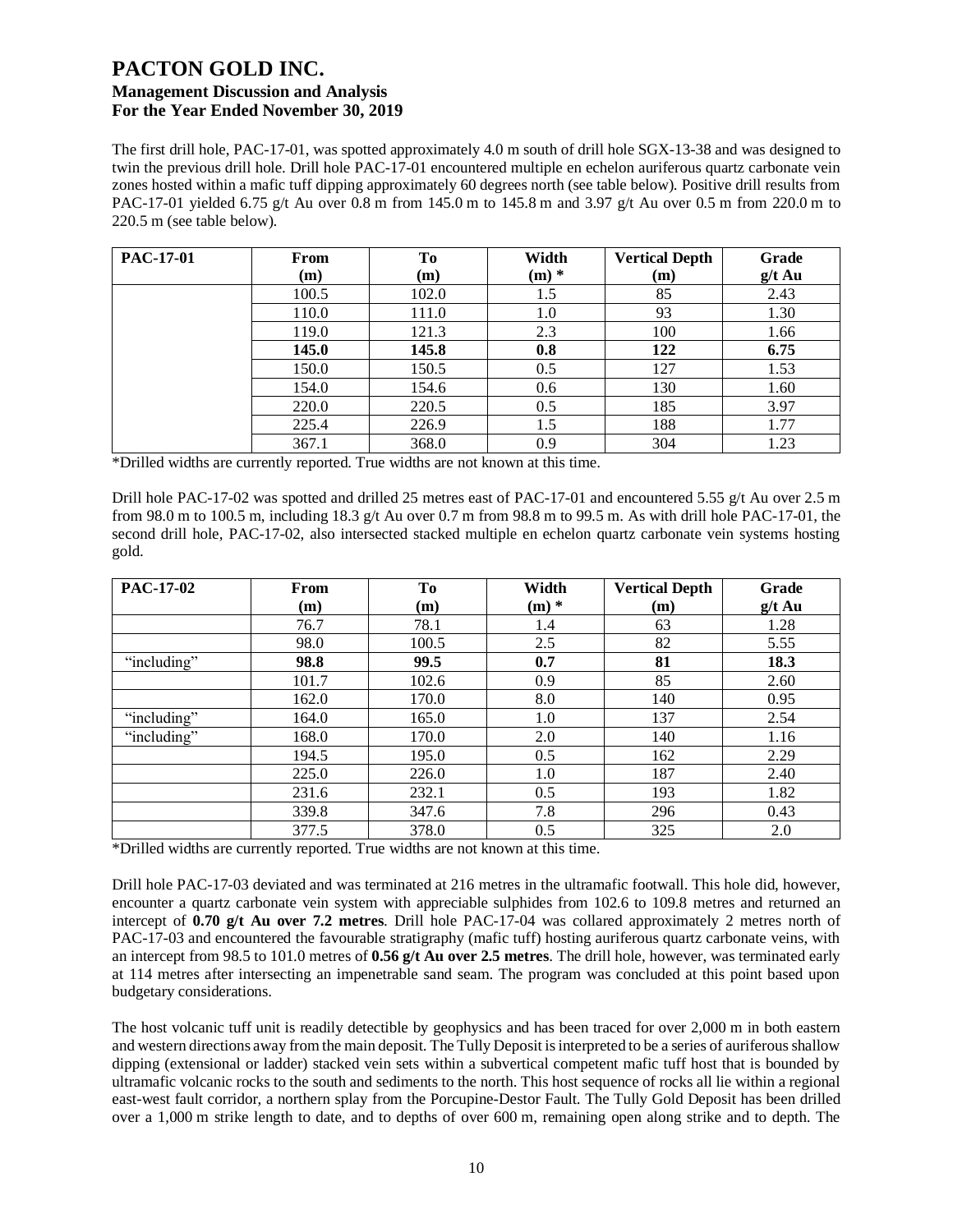The first drill hole, PAC-17-01, was spotted approximately 4.0 m south of drill hole SGX-13-38 and was designed to twin the previous drill hole. Drill hole PAC-17-01 encountered multiple en echelon auriferous quartz carbonate vein zones hosted within a mafic tuff dipping approximately 60 degrees north (see table below). Positive drill results from PAC-17-01 yielded 6.75 g/t Au over 0.8 m from 145.0 m to 145.8 m and 3.97 g/t Au over 0.5 m from 220.0 m to 220.5 m (see table below).

| PAC-17-01 | From (m) | To (m) | Width (m) * | Vertical Depth (m) | Grade g/t Au |
|---|---|---|---|---|---|
| | 100.5 | 102.0 | 1.5 | 85 | 2.43 |
| | 110.0 | 111.0 | 1.0 | 93 | 1.30 |
| | 119.0 | 121.3 | 2.3 | 100 | 1.66 |
| | **145.0** | **145.8** | **0.8** | **122** | **6.75** |
| | 150.0 | 150.5 | 0.5 | 127 | 1.53 |
| | 154.0 | 154.6 | 0.6 | 130 | 1.60 |
| | 220.0 | 220.5 | 0.5 | 185 | 3.97 |
| | 225.4 | 226.9 | 1.5 | 188 | 1.77 |
| | 367.1 | 368.0 | 0.9 | 304 | 1.23 |

*Drilled widths are currently reported. True widths are not known at this time.

Drill hole PAC-17-02 was spotted and drilled 25 metres east of PAC-17-01 and encountered 5.55 g/t Au over 2.5 m from 98.0 m to 100.5 m, including 18.3 g/t Au over 0.7 m from 98.8 m to 99.5 m. As with drill hole PAC-17-01, the second drill hole, PAC-17-02, also intersected stacked multiple en echelon quartz carbonate vein systems hosting gold.

| PAC-17-02 | From (m) | To (m) | Width (m) * | Vertical Depth (m) | Grade g/t Au |
|---|---|---|---|---|---|
| | 76.7 | 78.1 | 1.4 | 63 | 1.28 |
| | 98.0 | 100.5 | 2.5 | 82 | 5.55 |
| "including" | **98.8** | **99.5** | **0.7** | **81** | **18.3** |
| | 101.7 | 102.6 | 0.9 | 85 | 2.60 |
| | 162.0 | 170.0 | 8.0 | 140 | 0.95 |
| "including" | 164.0 | 165.0 | 1.0 | 137 | 2.54 |
| "including" | 168.0 | 170.0 | 2.0 | 140 | 1.16 |
| | 194.5 | 195.0 | 0.5 | 162 | 2.29 |
| | 225.0 | 226.0 | 1.0 | 187 | 2.40 |
| | 231.6 | 232.1 | 0.5 | 193 | 1.82 |
| | 339.8 | 347.6 | 7.8 | 296 | 0.43 |
| | 377.5 | 378.0 | 0.5 | 325 | 2.0 |

*Drilled widths are currently reported. True widths are not known at this time.

Drill hole PAC-17-03 deviated and was terminated at 216 metres in the ultramafic footwall. This hole did, however, encounter a quartz carbonate vein system with appreciable sulphides from 102.6 to 109.8 metres and returned an intercept of **0.70 g/t Au over 7.2 metres**. Drill hole PAC-17-04 was collared approximately 2 metres north of PAC-17-03 and encountered the favourable stratigraphy (mafic tuff) hosting auriferous quartz carbonate veins, with an intercept from 98.5 to 101.0 metres of **0.56 g/t Au over 2.5 metres**. The drill hole, however, was terminated early at 114 metres after intersecting an impenetrable sand seam. The program was concluded at this point based upon budgetary considerations.

The host volcanic tuff unit is readily detectible by geophysics and has been traced for over 2,000 m in both eastern and western directions away from the main deposit. The Tully Deposit is interpreted to be a series of auriferous shallow dipping (extensional or ladder) stacked vein sets within a subvertical competent mafic tuff host that is bounded by ultramafic volcanic rocks to the south and sediments to the north. This host sequence of rocks all lie within a regional east-west fault corridor, a northern splay from the Porcupine-Destor Fault. The Tully Gold Deposit has been drilled over a 1,000 m strike length to date, and to depths of over 600 m, remaining open along strike and to depth. The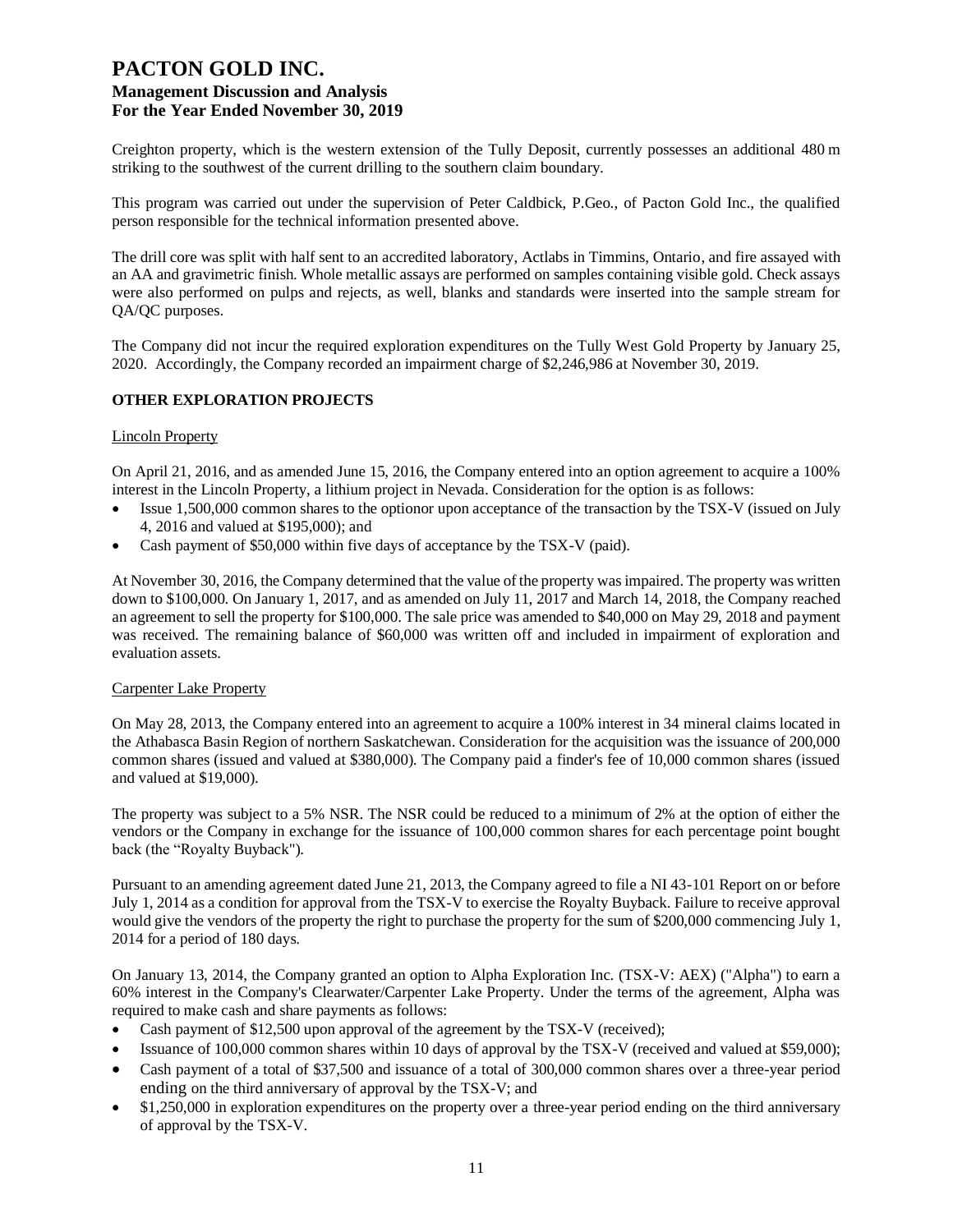Creighton property, which is the western extension of the Tully Deposit, currently possesses an additional 480 m striking to the southwest of the current drilling to the southern claim boundary.

This program was carried out under the supervision of Peter Caldbick, P.Geo., of Pacton Gold Inc., the qualified person responsible for the technical information presented above.

The drill core was split with half sent to an accredited laboratory, Actlabs in Timmins, Ontario, and fire assayed with an AA and gravimetric finish. Whole metallic assays are performed on samples containing visible gold. Check assays were also performed on pulps and rejects, as well, blanks and standards were inserted into the sample stream for QA/QC purposes.

The Company did not incur the required exploration expenditures on the Tully West Gold Property by January 25, 2020. Accordingly, the Company recorded an impairment charge of $2,246,986 at November 30, 2019.

## OTHER EXPLORATION PROJECTS

### Lincoln Property

On April 21, 2016, and as amended June 15, 2016, the Company entered into an option agreement to acquire a 100% interest in the Lincoln Property, a lithium project in Nevada. Consideration for the option is as follows:

- Issue 1,500,000 common shares to the optionor upon acceptance of the transaction by the TSX-V (issued on July 4, 2016 and valued at $195,000); and
- Cash payment of $50,000 within five days of acceptance by the TSX-V (paid).

At November 30, 2016, the Company determined that the value of the property was impaired. The property was written down to $100,000. On January 1, 2017, and as amended on July 11, 2017 and March 14, 2018, the Company reached an agreement to sell the property for $100,000. The sale price was amended to $40,000 on May 29, 2018 and payment was received. The remaining balance of $60,000 was written off and included in impairment of exploration and evaluation assets.

### Carpenter Lake Property

On May 28, 2013, the Company entered into an agreement to acquire a 100% interest in 34 mineral claims located in the Athabasca Basin Region of northern Saskatchewan. Consideration for the acquisition was the issuance of 200,000 common shares (issued and valued at $380,000). The Company paid a finder's fee of 10,000 common shares (issued and valued at $19,000).

The property was subject to a 5% NSR. The NSR could be reduced to a minimum of 2% at the option of either the vendors or the Company in exchange for the issuance of 100,000 common shares for each percentage point bought back (the "Royalty Buyback").

Pursuant to an amending agreement dated June 21, 2013, the Company agreed to file a NI 43-101 Report on or before July 1, 2014 as a condition for approval from the TSX-V to exercise the Royalty Buyback. Failure to receive approval would give the vendors of the property the right to purchase the property for the sum of $200,000 commencing July 1, 2014 for a period of 180 days.

On January 13, 2014, the Company granted an option to Alpha Exploration Inc. (TSX-V: AEX) ("Alpha") to earn a 60% interest in the Company's Clearwater/Carpenter Lake Property. Under the terms of the agreement, Alpha was required to make cash and share payments as follows:

- Cash payment of $12,500 upon approval of the agreement by the TSX-V (received);
- Issuance of 100,000 common shares within 10 days of approval by the TSX-V (received and valued at $59,000);
- Cash payment of a total of $37,500 and issuance of a total of 300,000 common shares over a three-year period ending on the third anniversary of approval by the TSX-V; and
- $1,250,000 in exploration expenditures on the property over a three-year period ending on the third anniversary of approval by the TSX-V.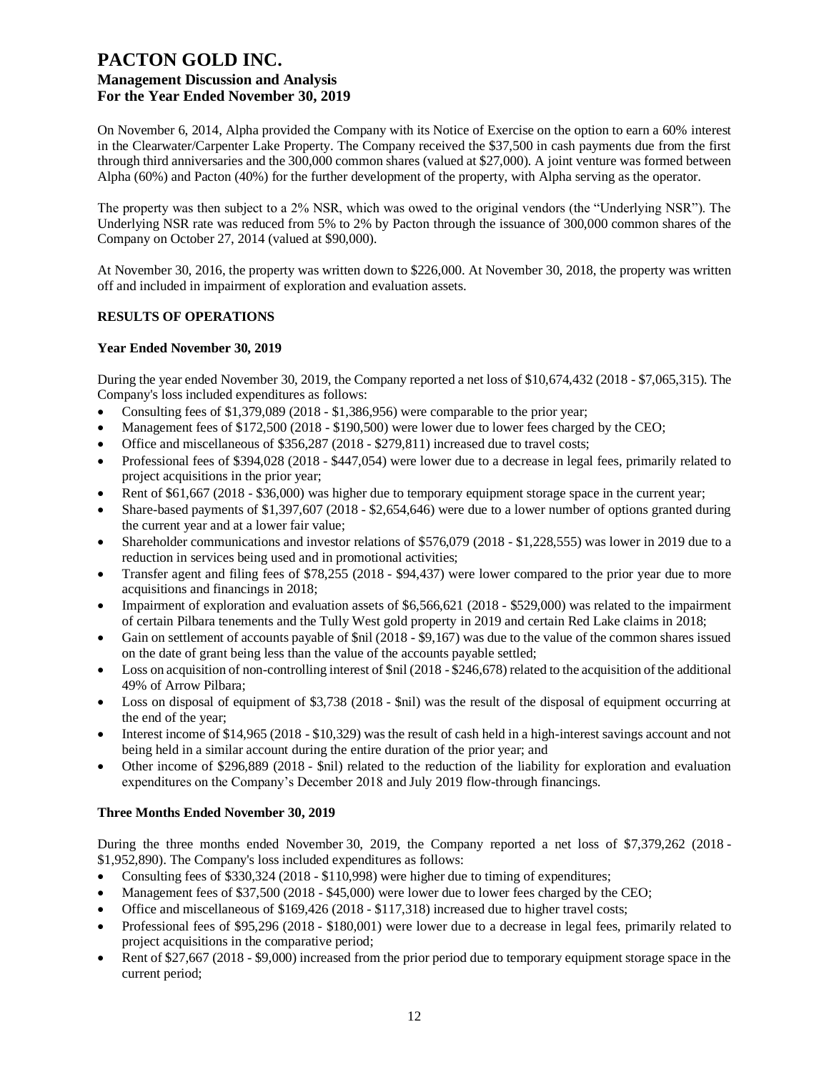On November 6, 2014, Alpha provided the Company with its Notice of Exercise on the option to earn a 60% interest in the Clearwater/Carpenter Lake Property. The Company received the $37,500 in cash payments due from the first through third anniversaries and the 300,000 common shares (valued at $27,000). A joint venture was formed between Alpha (60%) and Pacton (40%) for the further development of the property, with Alpha serving as the operator.

The property was then subject to a 2% NSR, which was owed to the original vendors (the "Underlying NSR"). The Underlying NSR rate was reduced from 5% to 2% by Pacton through the issuance of 300,000 common shares of the Company on October 27, 2014 (valued at $90,000).

At November 30, 2016, the property was written down to $226,000. At November 30, 2018, the property was written off and included in impairment of exploration and evaluation assets.

## RESULTS OF OPERATIONS

### Year Ended November 30, 2019

During the year ended November 30, 2019, the Company reported a net loss of $10,674,432 (2018 - $7,065,315). The Company's loss included expenditures as follows:

- Consulting fees of $1,379,089 (2018 - $1,386,956) were comparable to the prior year;
- Management fees of $172,500 (2018 - $190,500) were lower due to lower fees charged by the CEO;
- Office and miscellaneous of $356,287 (2018 - $279,811) increased due to travel costs;
- Professional fees of $394,028 (2018 - $447,054) were lower due to a decrease in legal fees, primarily related to project acquisitions in the prior year;
- Rent of $61,667 (2018 - $36,000) was higher due to temporary equipment storage space in the current year;
- Share-based payments of $1,397,607 (2018 - $2,654,646) were due to a lower number of options granted during the current year and at a lower fair value;
- Shareholder communications and investor relations of $576,079 (2018 - $1,228,555) was lower in 2019 due to a reduction in services being used and in promotional activities;
- Transfer agent and filing fees of $78,255 (2018 - $94,437) were lower compared to the prior year due to more acquisitions and financings in 2018;
- Impairment of exploration and evaluation assets of $6,566,621 (2018 - $529,000) was related to the impairment of certain Pilbara tenements and the Tully West gold property in 2019 and certain Red Lake claims in 2018;
- Gain on settlement of accounts payable of $nil (2018 - $9,167) was due to the value of the common shares issued on the date of grant being less than the value of the accounts payable settled;
- Loss on acquisition of non-controlling interest of $nil (2018 - $246,678) related to the acquisition of the additional 49% of Arrow Pilbara;
- Loss on disposal of equipment of $3,738 (2018 - $nil) was the result of the disposal of equipment occurring at the end of the year;
- Interest income of $14,965 (2018 - $10,329) was the result of cash held in a high-interest savings account and not being held in a similar account during the entire duration of the prior year; and
- Other income of $296,889 (2018 - $nil) related to the reduction of the liability for exploration and evaluation expenditures on the Company's December 2018 and July 2019 flow-through financings.

### Three Months Ended November 30, 2019

During the three months ended November 30, 2019, the Company reported a net loss of $7,379,262 (2018 - $1,952,890). The Company's loss included expenditures as follows:

- Consulting fees of $330,324 (2018 - $110,998) were higher due to timing of expenditures;
- Management fees of $37,500 (2018 - $45,000) were lower due to lower fees charged by the CEO;
- Office and miscellaneous of $169,426 (2018 - $117,318) increased due to higher travel costs;
- Professional fees of $95,296 (2018 - $180,001) were lower due to a decrease in legal fees, primarily related to project acquisitions in the comparative period;
- Rent of $27,667 (2018 - $9,000) increased from the prior period due to temporary equipment storage space in the current period;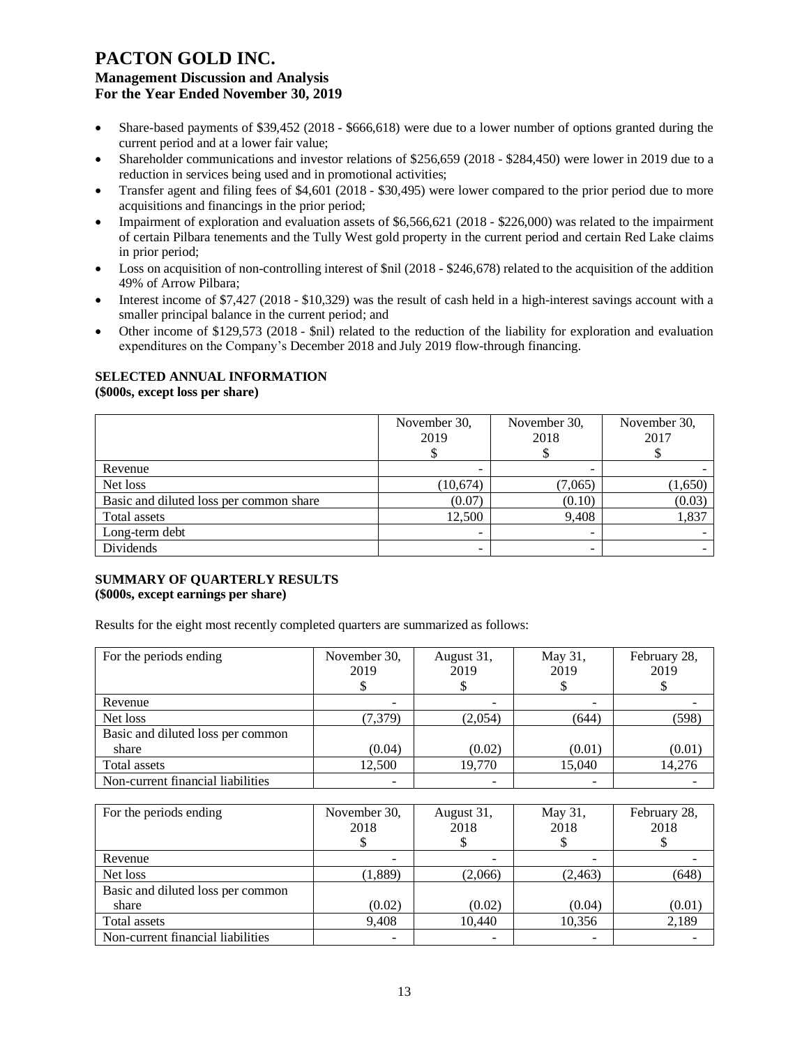- Share-based payments of $39,452 (2018 - $666,618) were due to a lower number of options granted during the current period and at a lower fair value;
- Shareholder communications and investor relations of $256,659 (2018 - $284,450) were lower in 2019 due to a reduction in services being used and in promotional activities;
- Transfer agent and filing fees of $4,601 (2018 - $30,495) were lower compared to the prior period due to more acquisitions and financings in the prior period;
- Impairment of exploration and evaluation assets of $6,566,621 (2018 - $226,000) was related to the impairment of certain Pilbara tenements and the Tully West gold property in the current period and certain Red Lake claims in prior period;
- Loss on acquisition of non-controlling interest of $nil (2018 - $246,678) related to the acquisition of the addition 49% of Arrow Pilbara;
- Interest income of $7,427 (2018 - $10,329) was the result of cash held in a high-interest savings account with a smaller principal balance in the current period; and
- Other income of $129,573 (2018 - $nil) related to the reduction of the liability for exploration and evaluation expenditures on the Company's December 2018 and July 2019 flow-through financing.

## SELECTED ANNUAL INFORMATION
**($000s, except loss per share)**

| | November 30, 2019 $ | November 30, 2018 $ | November 30, 2017 $ |
|---|---|---|---|
| Revenue | - | - | - |
| Net loss | (10,674) | (7,065) | (1,650) |
| Basic and diluted loss per common share | (0.07) | (0.10) | (0.03) |
| Total assets | 12,500 | 9,408 | 1,837 |
| Long-term debt | - | - | - |
| Dividends | - | - | - |

## SUMMARY OF QUARTERLY RESULTS
**($000s, except earnings per share)**

Results for the eight most recently completed quarters are summarized as follows:

| For the periods ending | November 30, 2019 $ | August 31, 2019 $ | May 31, 2019 $ | February 28, 2019 $ |
|---|---|---|---|---|
| Revenue | - | - | - | - |
| Net loss | (7,379) | (2,054) | (644) | (598) |
| Basic and diluted loss per common share | (0.04) | (0.02) | (0.01) | (0.01) |
| Total assets | 12,500 | 19,770 | 15,040 | 14,276 |
| Non-current financial liabilities | - | - | - | - |

| For the periods ending | November 30, 2018 $ | August 31, 2018 $ | May 31, 2018 $ | February 28, 2018 $ |
|---|---|---|---|---|
| Revenue | - | - | - | - |
| Net loss | (1,889) | (2,066) | (2,463) | (648) |
| Basic and diluted loss per common share | (0.02) | (0.02) | (0.04) | (0.01) |
| Total assets | 9,408 | 10,440 | 10,356 | 2,189 |
| Non-current financial liabilities | - | - | - | - |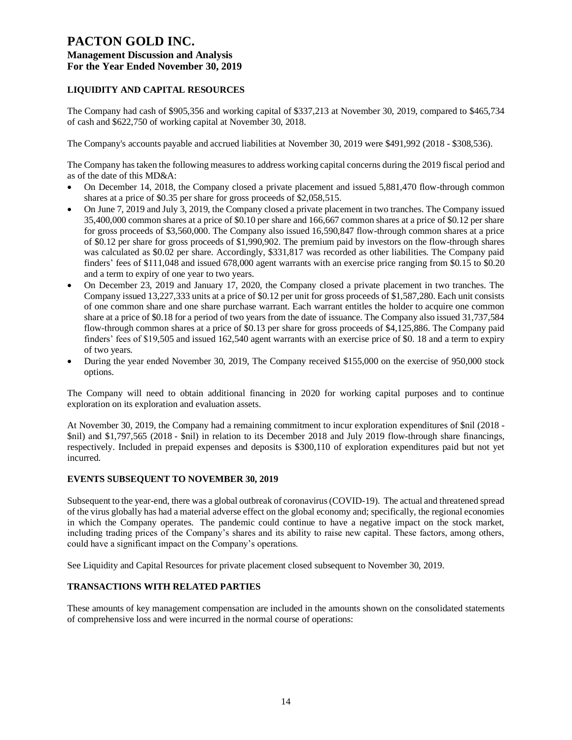# PACTON GOLD INC.

## Management Discussion and Analysis

## For the Year Ended November 30, 2019

### LIQUIDITY AND CAPITAL RESOURCES

The Company had cash of $905,356 and working capital of $337,213 at November 30, 2019, compared to $465,734 of cash and $622,750 of working capital at November 30, 2018.

The Company's accounts payable and accrued liabilities at November 30, 2019 were $491,992 (2018 - $308,536).

The Company has taken the following measures to address working capital concerns during the 2019 fiscal period and as of the date of this MD&A:

- On December 14, 2018, the Company closed a private placement and issued 5,881,470 flow-through common shares at a price of $0.35 per share for gross proceeds of $2,058,515.
- On June 7, 2019 and July 3, 2019, the Company closed a private placement in two tranches. The Company issued 35,400,000 common shares at a price of $0.10 per share and 166,667 common shares at a price of $0.12 per share for gross proceeds of $3,560,000. The Company also issued 16,590,847 flow-through common shares at a price of $0.12 per share for gross proceeds of $1,990,902. The premium paid by investors on the flow-through shares was calculated as $0.02 per share. Accordingly, $331,817 was recorded as other liabilities. The Company paid finders' fees of $111,048 and issued 678,000 agent warrants with an exercise price ranging from $0.15 to $0.20 and a term to expiry of one year to two years.
- On December 23, 2019 and January 17, 2020, the Company closed a private placement in two tranches. The Company issued 13,227,333 units at a price of $0.12 per unit for gross proceeds of $1,587,280. Each unit consists of one common share and one share purchase warrant. Each warrant entitles the holder to acquire one common share at a price of $0.18 for a period of two years from the date of issuance. The Company also issued 31,737,584 flow-through common shares at a price of $0.13 per share for gross proceeds of $4,125,886. The Company paid finders' fees of $19,505 and issued 162,540 agent warrants with an exercise price of $0. 18 and a term to expiry of two years.
- During the year ended November 30, 2019, The Company received $155,000 on the exercise of 950,000 stock options.

The Company will need to obtain additional financing in 2020 for working capital purposes and to continue exploration on its exploration and evaluation assets.

At November 30, 2019, the Company had a remaining commitment to incur exploration expenditures of $nil (2018 - $nil) and $1,797,565 (2018 - $nil) in relation to its December 2018 and July 2019 flow-through share financings, respectively. Included in prepaid expenses and deposits is $300,110 of exploration expenditures paid but not yet incurred.

### EVENTS SUBSEQUENT TO NOVEMBER 30, 2019

Subsequent to the year-end, there was a global outbreak of coronavirus (COVID-19). The actual and threatened spread of the virus globally has had a material adverse effect on the global economy and; specifically, the regional economies in which the Company operates. The pandemic could continue to have a negative impact on the stock market, including trading prices of the Company's shares and its ability to raise new capital. These factors, among others, could have a significant impact on the Company's operations.

See Liquidity and Capital Resources for private placement closed subsequent to November 30, 2019.

### TRANSACTIONS WITH RELATED PARTIES

These amounts of key management compensation are included in the amounts shown on the consolidated statements of comprehensive loss and were incurred in the normal course of operations: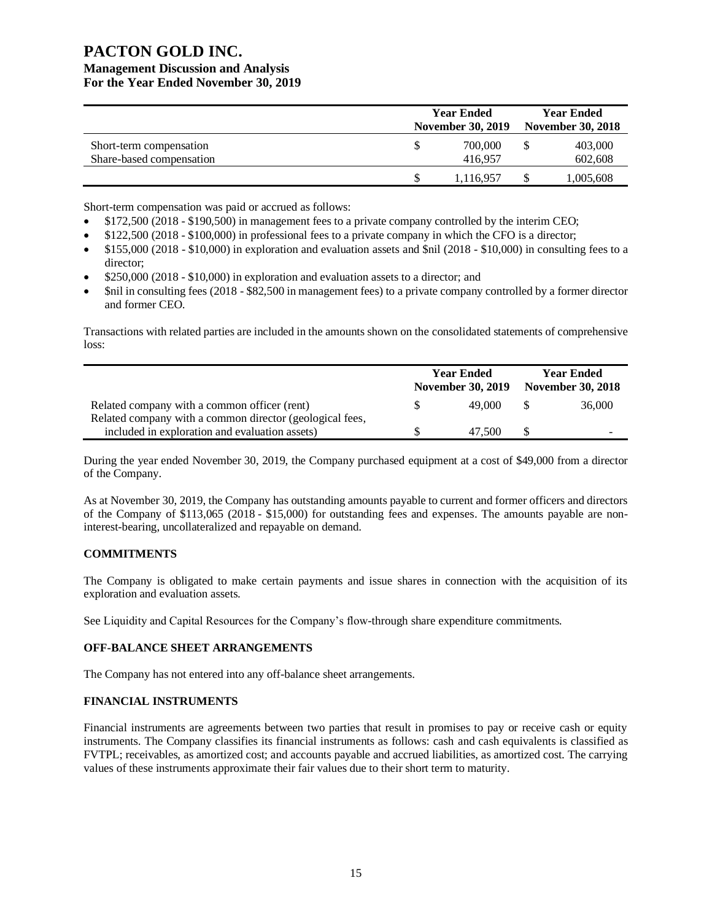|  | Year Ended November 30, 2019 | Year Ended November 30, 2018 |
|---|---|---|
| Short-term compensation | $ 700,000 | $ 403,000 |
| Share-based compensation | 416,957 | 602,608 |
|  | $ 1,116,957 | $ 1,005,608 |

Short-term compensation was paid or accrued as follows:

- $172,500 (2018 - $190,500) in management fees to a private company controlled by the interim CEO;
- $122,500 (2018 - $100,000) in professional fees to a private company in which the CFO is a director;
- $155,000 (2018 - $10,000) in exploration and evaluation assets and $nil (2018 - $10,000) in consulting fees to a director;
- $250,000 (2018 - $10,000) in exploration and evaluation assets to a director; and
- $nil in consulting fees (2018 - $82,500 in management fees) to a private company controlled by a former director and former CEO.

Transactions with related parties are included in the amounts shown on the consolidated statements of comprehensive loss:

|  | Year Ended November 30, 2019 | Year Ended November 30, 2018 |
|---|---|---|
| Related company with a common officer (rent) | $ 49,000 | $ 36,000 |
| Related company with a common director (geological fees, included in exploration and evaluation assets) | $ 47,500 | $ - |

During the year ended November 30, 2019, the Company purchased equipment at a cost of $49,000 from a director of the Company.

As at November 30, 2019, the Company has outstanding amounts payable to current and former officers and directors of the Company of $113,065 (2018 - $15,000) for outstanding fees and expenses. The amounts payable are non-interest-bearing, uncollateralized and repayable on demand.

## COMMITMENTS

The Company is obligated to make certain payments and issue shares in connection with the acquisition of its exploration and evaluation assets.

See Liquidity and Capital Resources for the Company's flow-through share expenditure commitments.

## OFF-BALANCE SHEET ARRANGEMENTS

The Company has not entered into any off-balance sheet arrangements.

## FINANCIAL INSTRUMENTS

Financial instruments are agreements between two parties that result in promises to pay or receive cash or equity instruments. The Company classifies its financial instruments as follows: cash and cash equivalents is classified as FVTPL; receivables, as amortized cost; and accounts payable and accrued liabilities, as amortized cost. The carrying values of these instruments approximate their fair values due to their short term to maturity.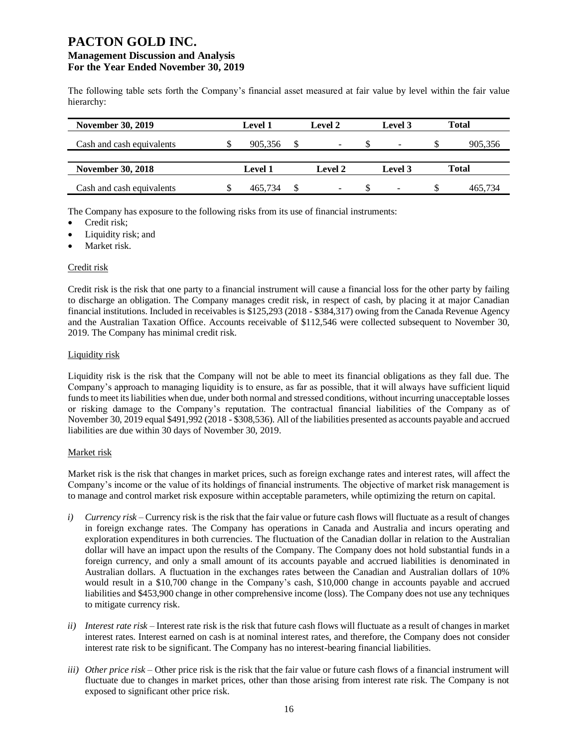The following table sets forth the Company's financial asset measured at fair value by level within the fair value hierarchy:

| November 30, 2019 | Level 1 | Level 2 | Level 3 | Total |
|---|---|---|---|---|
| Cash and cash equivalents | $ 905,356 | $ - | $ - | $ 905,356 |

| November 30, 2018 | Level 1 | Level 2 | Level 3 | Total |
|---|---|---|---|---|
| Cash and cash equivalents | $ 465,734 | $ - | $ - | $ 465,734 |

The Company has exposure to the following risks from its use of financial instruments:

- Credit risk;
- Liquidity risk; and
- Market risk.

Credit risk

Credit risk is the risk that one party to a financial instrument will cause a financial loss for the other party by failing to discharge an obligation. The Company manages credit risk, in respect of cash, by placing it at major Canadian financial institutions. Included in receivables is $125,293 (2018 - $384,317) owing from the Canada Revenue Agency and the Australian Taxation Office. Accounts receivable of $112,546 were collected subsequent to November 30, 2019. The Company has minimal credit risk.

Liquidity risk

Liquidity risk is the risk that the Company will not be able to meet its financial obligations as they fall due. The Company's approach to managing liquidity is to ensure, as far as possible, that it will always have sufficient liquid funds to meet its liabilities when due, under both normal and stressed conditions, without incurring unacceptable losses or risking damage to the Company's reputation. The contractual financial liabilities of the Company as of November 30, 2019 equal $491,992 (2018 - $308,536). All of the liabilities presented as accounts payable and accrued liabilities are due within 30 days of November 30, 2019.

Market risk

Market risk is the risk that changes in market prices, such as foreign exchange rates and interest rates, will affect the Company's income or the value of its holdings of financial instruments. The objective of market risk management is to manage and control market risk exposure within acceptable parameters, while optimizing the return on capital.

*i) Currency risk* – Currency risk is the risk that the fair value or future cash flows will fluctuate as a result of changes in foreign exchange rates. The Company has operations in Canada and Australia and incurs operating and exploration expenditures in both currencies. The fluctuation of the Canadian dollar in relation to the Australian dollar will have an impact upon the results of the Company. The Company does not hold substantial funds in a foreign currency, and only a small amount of its accounts payable and accrued liabilities is denominated in Australian dollars. A fluctuation in the exchanges rates between the Canadian and Australian dollars of 10% would result in a $10,700 change in the Company's cash, $10,000 change in accounts payable and accrued liabilities and $453,900 change in other comprehensive income (loss). The Company does not use any techniques to mitigate currency risk.

*ii) Interest rate risk* – Interest rate risk is the risk that future cash flows will fluctuate as a result of changes in market interest rates. Interest earned on cash is at nominal interest rates, and therefore, the Company does not consider interest rate risk to be significant. The Company has no interest-bearing financial liabilities.

*iii) Other price risk* – Other price risk is the risk that the fair value or future cash flows of a financial instrument will fluctuate due to changes in market prices, other than those arising from interest rate risk. The Company is not exposed to significant other price risk.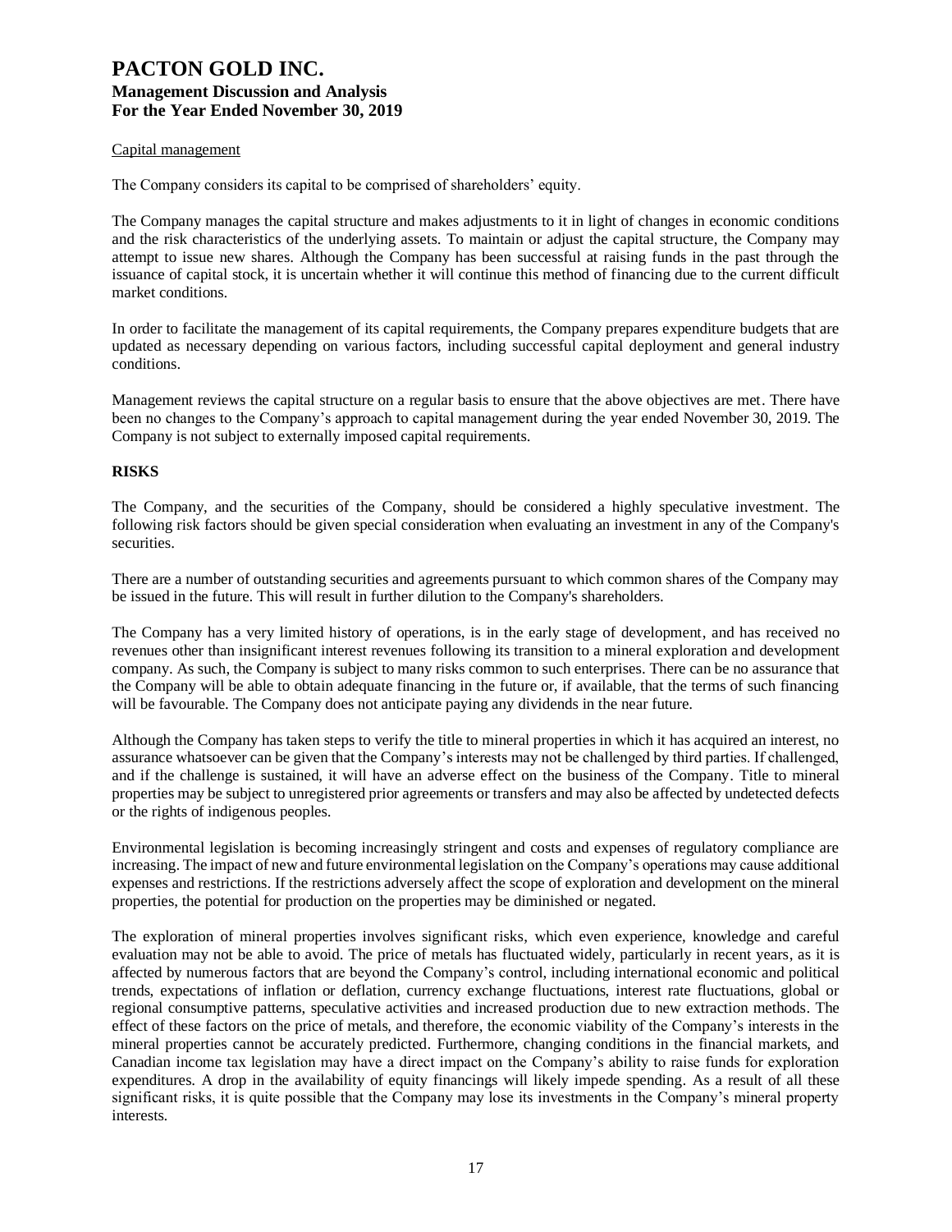Capital management

The Company considers its capital to be comprised of shareholders' equity.

The Company manages the capital structure and makes adjustments to it in light of changes in economic conditions and the risk characteristics of the underlying assets. To maintain or adjust the capital structure, the Company may attempt to issue new shares. Although the Company has been successful at raising funds in the past through the issuance of capital stock, it is uncertain whether it will continue this method of financing due to the current difficult market conditions.

In order to facilitate the management of its capital requirements, the Company prepares expenditure budgets that are updated as necessary depending on various factors, including successful capital deployment and general industry conditions.

Management reviews the capital structure on a regular basis to ensure that the above objectives are met. There have been no changes to the Company's approach to capital management during the year ended November 30, 2019. The Company is not subject to externally imposed capital requirements.

## RISKS

The Company, and the securities of the Company, should be considered a highly speculative investment. The following risk factors should be given special consideration when evaluating an investment in any of the Company's securities.

There are a number of outstanding securities and agreements pursuant to which common shares of the Company may be issued in the future. This will result in further dilution to the Company's shareholders.

The Company has a very limited history of operations, is in the early stage of development, and has received no revenues other than insignificant interest revenues following its transition to a mineral exploration and development company. As such, the Company is subject to many risks common to such enterprises. There can be no assurance that the Company will be able to obtain adequate financing in the future or, if available, that the terms of such financing will be favourable. The Company does not anticipate paying any dividends in the near future.

Although the Company has taken steps to verify the title to mineral properties in which it has acquired an interest, no assurance whatsoever can be given that the Company's interests may not be challenged by third parties. If challenged, and if the challenge is sustained, it will have an adverse effect on the business of the Company. Title to mineral properties may be subject to unregistered prior agreements or transfers and may also be affected by undetected defects or the rights of indigenous peoples.

Environmental legislation is becoming increasingly stringent and costs and expenses of regulatory compliance are increasing. The impact of new and future environmental legislation on the Company's operations may cause additional expenses and restrictions. If the restrictions adversely affect the scope of exploration and development on the mineral properties, the potential for production on the properties may be diminished or negated.

The exploration of mineral properties involves significant risks, which even experience, knowledge and careful evaluation may not be able to avoid. The price of metals has fluctuated widely, particularly in recent years, as it is affected by numerous factors that are beyond the Company's control, including international economic and political trends, expectations of inflation or deflation, currency exchange fluctuations, interest rate fluctuations, global or regional consumptive patterns, speculative activities and increased production due to new extraction methods. The effect of these factors on the price of metals, and therefore, the economic viability of the Company's interests in the mineral properties cannot be accurately predicted. Furthermore, changing conditions in the financial markets, and Canadian income tax legislation may have a direct impact on the Company's ability to raise funds for exploration expenditures. A drop in the availability of equity financings will likely impede spending. As a result of all these significant risks, it is quite possible that the Company may lose its investments in the Company's mineral property interests.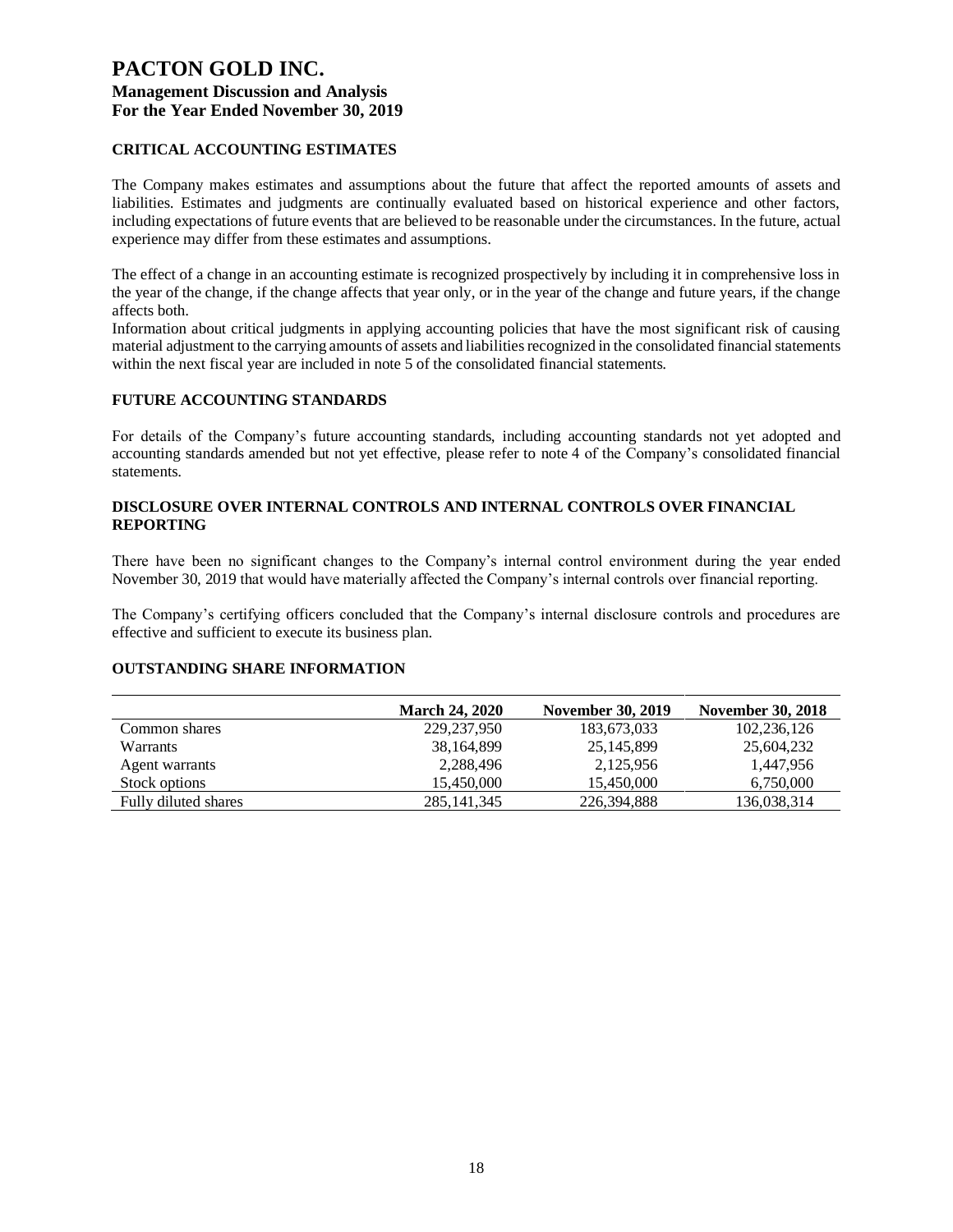## CRITICAL ACCOUNTING ESTIMATES

The Company makes estimates and assumptions about the future that affect the reported amounts of assets and liabilities. Estimates and judgments are continually evaluated based on historical experience and other factors, including expectations of future events that are believed to be reasonable under the circumstances. In the future, actual experience may differ from these estimates and assumptions.

The effect of a change in an accounting estimate is recognized prospectively by including it in comprehensive loss in the year of the change, if the change affects that year only, or in the year of the change and future years, if the change affects both.

Information about critical judgments in applying accounting policies that have the most significant risk of causing material adjustment to the carrying amounts of assets and liabilities recognized in the consolidated financial statements within the next fiscal year are included in note 5 of the consolidated financial statements.

## FUTURE ACCOUNTING STANDARDS

For details of the Company's future accounting standards, including accounting standards not yet adopted and accounting standards amended but not yet effective, please refer to note 4 of the Company's consolidated financial statements.

## DISCLOSURE OVER INTERNAL CONTROLS AND INTERNAL CONTROLS OVER FINANCIAL REPORTING

There have been no significant changes to the Company's internal control environment during the year ended November 30, 2019 that would have materially affected the Company's internal controls over financial reporting.

The Company's certifying officers concluded that the Company's internal disclosure controls and procedures are effective and sufficient to execute its business plan.

## OUTSTANDING SHARE INFORMATION

| | March 24, 2020 | November 30, 2019 | November 30, 2018 |
|---|---|---|---|
| Common shares | 229,237,950 | 183,673,033 | 102,236,126 |
| Warrants | 38,164,899 | 25,145,899 | 25,604,232 |
| Agent warrants | 2,288,496 | 2,125,956 | 1,447,956 |
| Stock options | 15,450,000 | 15,450,000 | 6,750,000 |
| Fully diluted shares | 285,141,345 | 226,394,888 | 136,038,314 |